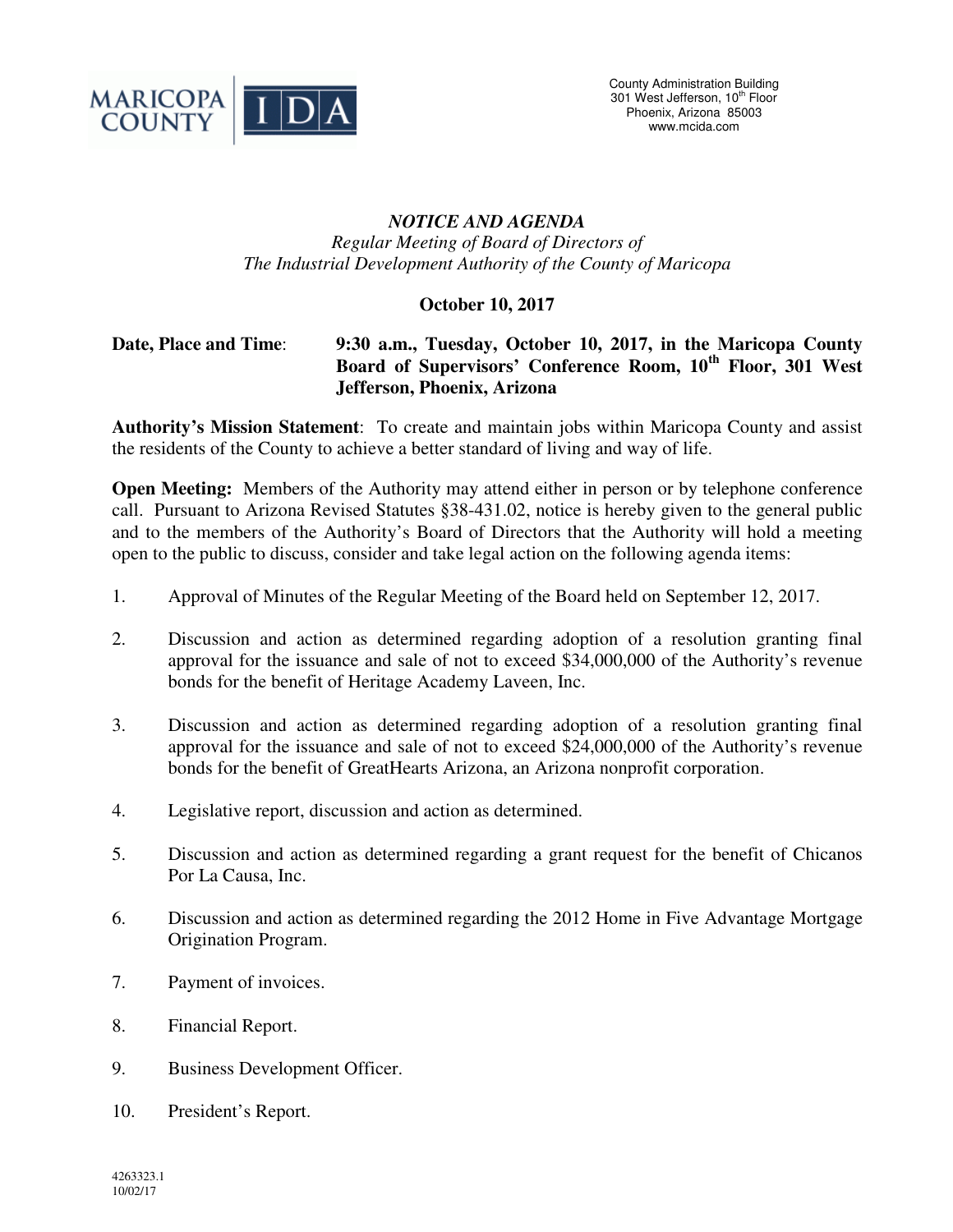MARICOPA COUNTY | IDA

County Administration Building
301 West Jefferson, 10th Floor
Phoenix, Arizona 85003
www.mcida.com

## *NOTICE AND AGENDA*

*Regular Meeting of Board of Directors of*
*The Industrial Development Authority of the County of Maricopa*

**October 10, 2017**

**Date, Place and Time**: **9:30 a.m., Tuesday, October 10, 2017, in the Maricopa County Board of Supervisors' Conference Room, 10th Floor, 301 West Jefferson, Phoenix, Arizona**

**Authority's Mission Statement**: To create and maintain jobs within Maricopa County and assist the residents of the County to achieve a better standard of living and way of life.

**Open Meeting:** Members of the Authority may attend either in person or by telephone conference call. Pursuant to Arizona Revised Statutes §38-431.02, notice is hereby given to the general public and to the members of the Authority's Board of Directors that the Authority will hold a meeting open to the public to discuss, consider and take legal action on the following agenda items:

1. Approval of Minutes of the Regular Meeting of the Board held on September 12, 2017.
2. Discussion and action as determined regarding adoption of a resolution granting final approval for the issuance and sale of not to exceed $34,000,000 of the Authority's revenue bonds for the benefit of Heritage Academy Laveen, Inc.
3. Discussion and action as determined regarding adoption of a resolution granting final approval for the issuance and sale of not to exceed $24,000,000 of the Authority's revenue bonds for the benefit of GreatHearts Arizona, an Arizona nonprofit corporation.
4. Legislative report, discussion and action as determined.
5. Discussion and action as determined regarding a grant request for the benefit of Chicanos Por La Causa, Inc.
6. Discussion and action as determined regarding the 2012 Home in Five Advantage Mortgage Origination Program.
7. Payment of invoices.
8. Financial Report.
9. Business Development Officer.
10. President's Report.

4263323.1
10/02/17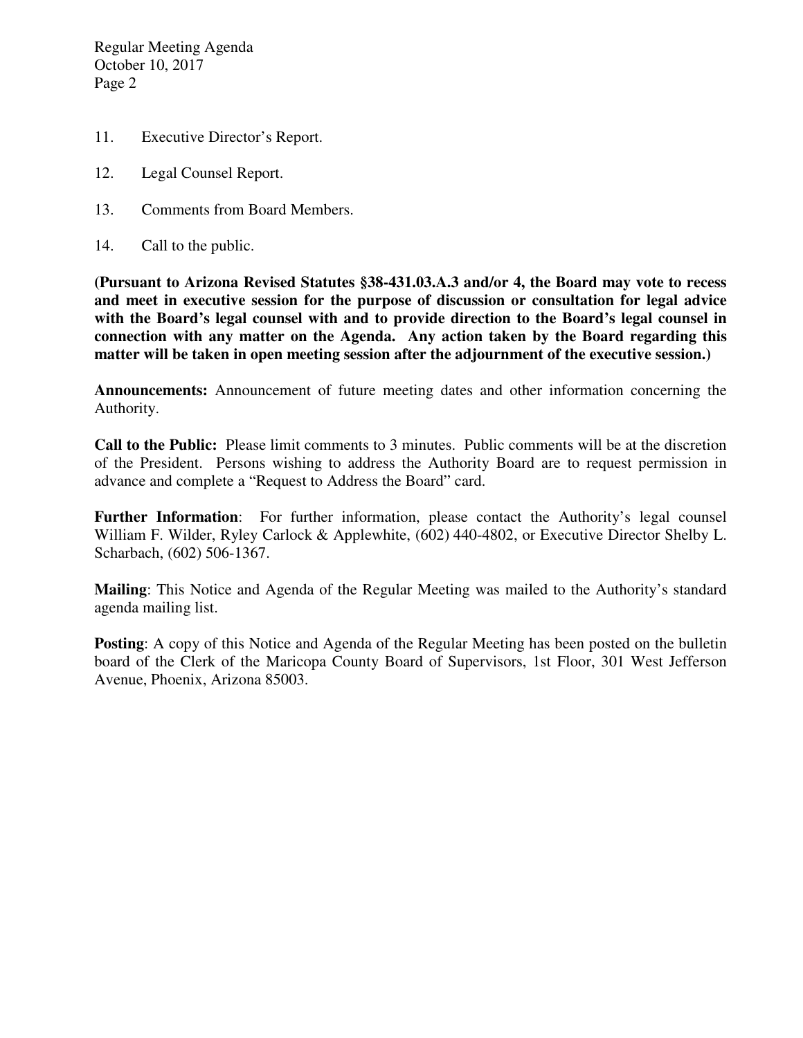11. Executive Director's Report.

12. Legal Counsel Report.

13. Comments from Board Members.

14. Call to the public.

**(Pursuant to Arizona Revised Statutes §38-431.03.A.3 and/or 4, the Board may vote to recess and meet in executive session for the purpose of discussion or consultation for legal advice with the Board's legal counsel with and to provide direction to the Board's legal counsel in connection with any matter on the Agenda. Any action taken by the Board regarding this matter will be taken in open meeting session after the adjournment of the executive session.)**

**Announcements:** Announcement of future meeting dates and other information concerning the Authority.

**Call to the Public:** Please limit comments to 3 minutes. Public comments will be at the discretion of the President. Persons wishing to address the Authority Board are to request permission in advance and complete a "Request to Address the Board" card.

**Further Information**: For further information, please contact the Authority's legal counsel William F. Wilder, Ryley Carlock & Applewhite, (602) 440-4802, or Executive Director Shelby L. Scharbach, (602) 506-1367.

**Mailing**: This Notice and Agenda of the Regular Meeting was mailed to the Authority's standard agenda mailing list.

**Posting**: A copy of this Notice and Agenda of the Regular Meeting has been posted on the bulletin board of the Clerk of the Maricopa County Board of Supervisors, 1st Floor, 301 West Jefferson Avenue, Phoenix, Arizona 85003.